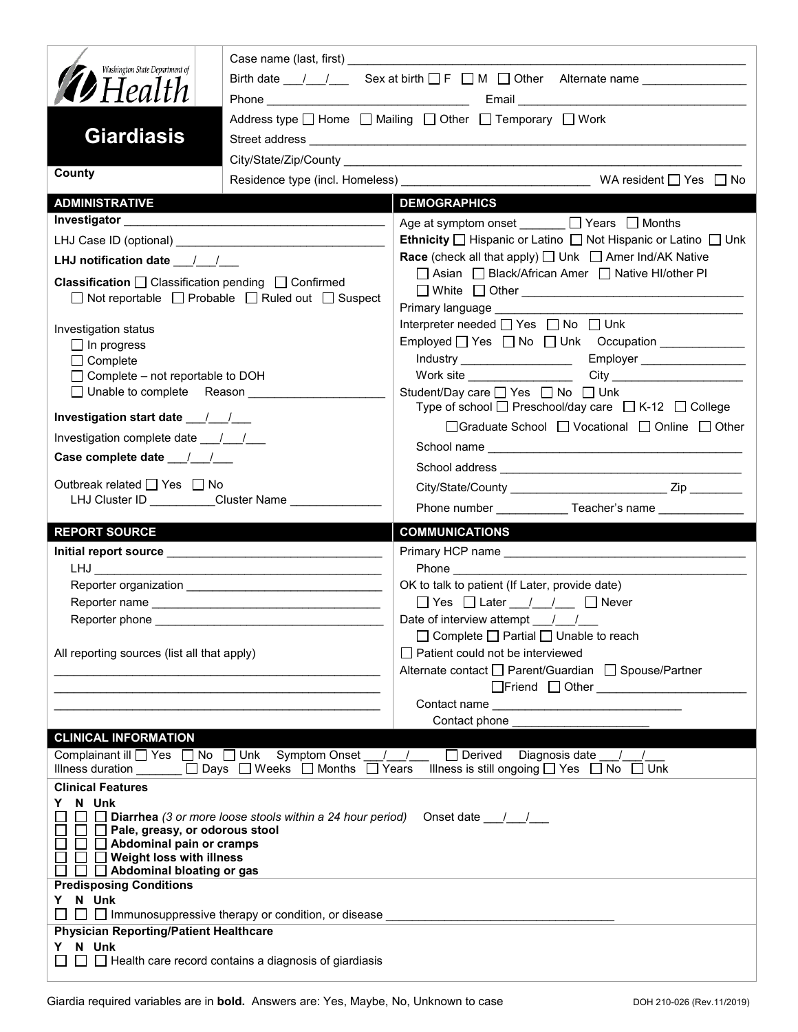Washington State Department of Health

# Giardiasis

County

Case name (last, first) ___________________________________________

Birth date ___/___/___ Sex at birth ☐ F ☐ M ☐ Other Alternate name _______________

Phone _______________________________ Email _______________________________

Address type ☐ Home ☐ Mailing ☐ Other ☐ Temporary ☐ Work

Street address ___________________________________________

City/State/Zip/County ___________________________________________

Residence type (incl. Homeless) ___________________________ WA resident ☐ Yes ☐ No

## ADMINISTRATIVE

**Investigator** ___________________________________________

LHJ Case ID (optional) ___________________________________________

**LHJ notification date** ___/___/___

**Classification** ☐ Classification pending ☐ Confirmed
☐ Not reportable ☐ Probable ☐ Ruled out ☐ Suspect

Investigation status
- ☐ In progress
- ☐ Complete
- ☐ Complete – not reportable to DOH
- ☐ Unable to complete Reason ____________________

**Investigation start date** ___/___/___

Investigation complete date ___/___/___

**Case complete date** ___/___/___

Outbreak related ☐ Yes ☐ No
LHJ Cluster ID __________Cluster Name ______________

## DEMOGRAPHICS

Age at symptom onset _______ ☐ Years ☐ Months

**Ethnicity** ☐ Hispanic or Latino ☐ Not Hispanic or Latino ☐ Unk

**Race** (check all that apply) ☐ Unk ☐ Amer Ind/AK Native
☐ Asian ☐ Black/African Amer ☐ Native HI/other PI
☐ White ☐ Other _______________________________

Primary language _______________________________

Interpreter needed ☐ Yes ☐ No ☐ Unk

Employed ☐ Yes ☐ No ☐ Unk Occupation _____________

Industry _________________ Employer ________________

Work site ________________ City ____________________

Student/Day care ☐ Yes ☐ No ☐ Unk
Type of school ☐ Preschool/day care ☐ K-12 ☐ College
☐Graduate School ☐ Vocational ☐ Online ☐ Other

School name _______________________________

School address _______________________________

City/State/County _______________________ Zip ________

Phone number ___________ Teacher's name _____________

## REPORT SOURCE

**Initial report source** _______________________________

LHJ _______________________________

Reporter organization _______________________________

Reporter name _______________________________

Reporter phone _______________________________

All reporting sources (list all that apply)

_______________________________________________

_______________________________________________

_______________________________________________

## COMMUNICATIONS

Primary HCP name _______________________________

Phone _______________________________

OK to talk to patient (If Later, provide date)
☐ Yes ☐ Later ___/___/___ ☐ Never

Date of interview attempt ___/___/___
☐ Complete ☐ Partial ☐ Unable to reach

☐ Patient could not be interviewed

Alternate contact ☐ Parent/Guardian ☐ Spouse/Partner
☐Friend ☐ Other ______________________

Contact name _____________________________

Contact phone _____________________

## CLINICAL INFORMATION

Complainant ill ☐ Yes ☐ No ☐ Unk Symptom Onset ___/___/___ ☐ Derived Diagnosis date ___/___/___
Illness duration _______ ☐ Days ☐ Weeks ☐ Months ☐ Years Illness is still ongoing ☐ Yes ☐ No ☐ Unk

**Clinical Features**

**Y N Unk**
- ☐ ☐ ☐ **Diarrhea** *(3 or more loose stools within a 24 hour period)* Onset date ___/___/___
- ☐ ☐ ☐ **Pale, greasy, or odorous stool**
- ☐ ☐ ☐ **Abdominal pain or cramps**
- ☐ ☐ ☐ **Weight loss with illness**
- ☐ ☐ ☐ **Abdominal bloating or gas**

**Predisposing Conditions**

**Y N Unk**
- ☐ ☐ ☐ Immunosuppressive therapy or condition, or disease _______________________________

**Physician Reporting/Patient Healthcare**

**Y N Unk**
- ☐ ☐ ☐ Health care record contains a diagnosis of giardiasis

Giardia required variables are in **bold**. Answers are: Yes, Maybe, No, Unknown to case DOH 210-026 (Rev.11/2019)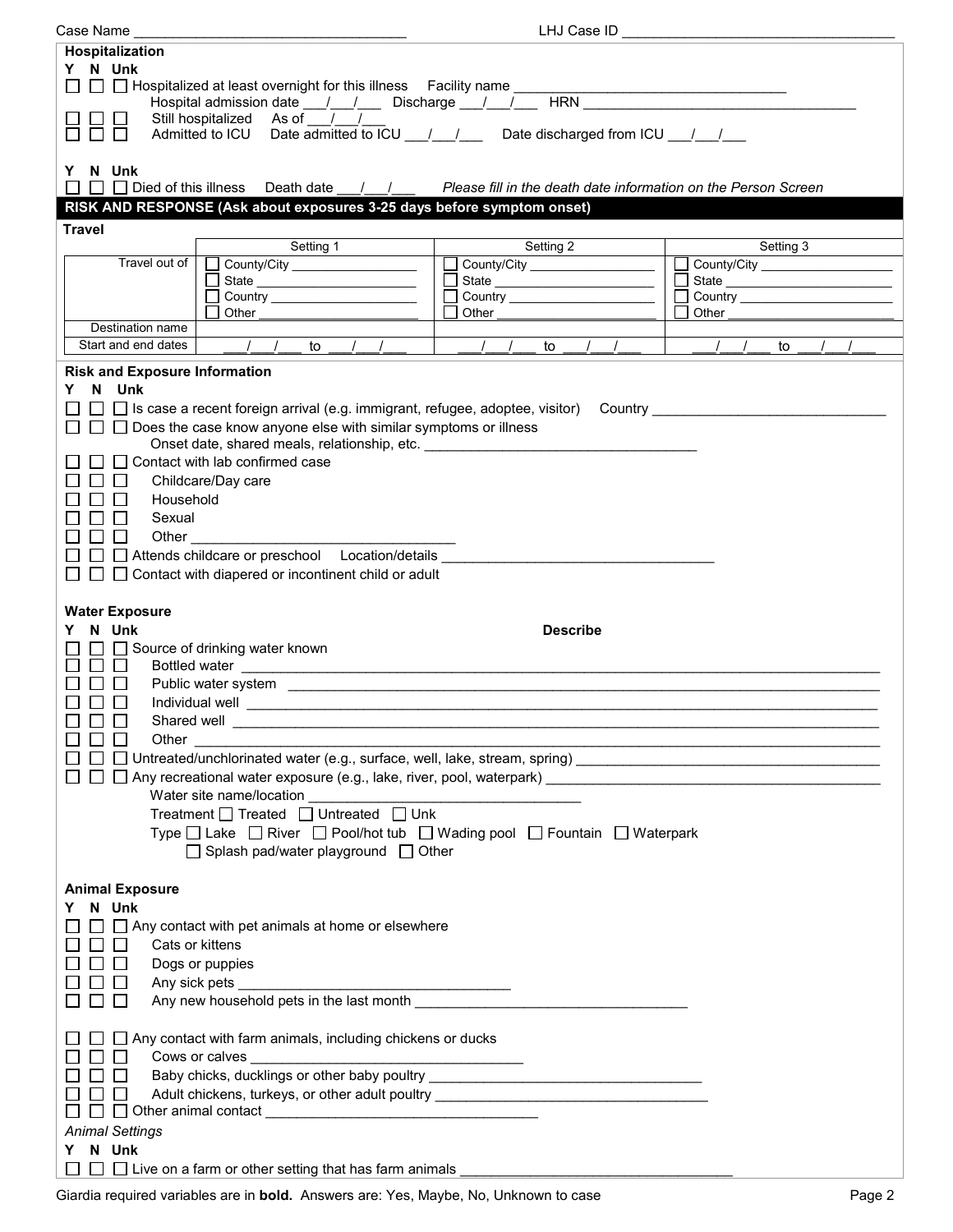Case Name ________________________________ LHJ Case ID ________________________________

**Hospitalization**

**Y N Unk**

☐ ☐ ☐ Hospitalized at least overnight for this illness Facility name ________________________________

Hospital admission date ___/___/___ Discharge ___/___/___ HRN ________________________________

☐ ☐ ☐ Still hospitalized As of ___/___/___

☐ ☐ ☐ Admitted to ICU Date admitted to ICU ___/___/___ Date discharged from ICU ___/___/___

**Y N Unk**

☐ ☐ ☐ Died of this illness Death date ___/___/___ *Please fill in the death date information on the Person Screen*

## RISK AND RESPONSE (Ask about exposures 3-25 days before symptom onset)

**Travel**

| | Setting 1 | Setting 2 | Setting 3 |
|---|---|---|---|
| Travel out of | ☐ County/City ________ ☐ State ________ ☐ Country ________ ☐ Other ________ | ☐ County/City ________ ☐ State ________ ☐ Country ________ ☐ Other ________ | ☐ County/City ________ ☐ State ________ ☐ Country ________ ☐ Other ________ |
| Destination name | | | |
| Start and end dates | ___/___/___ to ___/___/___ | ___/___/___ to ___/___/___ | ___/___/___ to ___/___/___ |

**Risk and Exposure Information**

**Y N Unk**

☐ ☐ ☐ Is case a recent foreign arrival (e.g. immigrant, refugee, adoptee, visitor) Country ________________________________

☐ ☐ ☐ Does the case know anyone else with similar symptoms or illness

Onset date, shared meals, relationship, etc. ________________________________

☐ ☐ ☐ Contact with lab confirmed case

☐ ☐ ☐ Childcare/Day care

☐ ☐ ☐ Household

☐ ☐ ☐ Sexual

☐ ☐ ☐ Other ________________________________

☐ ☐ ☐ Attends childcare or preschool Location/details ________________________________

☐ ☐ ☐ Contact with diapered or incontinent child or adult

**Water Exposure**

**Y N Unk** **Describe**

☐ ☐ ☐ Source of drinking water known

☐ ☐ ☐ Bottled water ________________________________

☐ ☐ ☐ Public water system ________________________________

☐ ☐ ☐ Individual well ________________________________

☐ ☐ ☐ Shared well ________________________________

☐ ☐ ☐ Other ________________________________

☐ ☐ ☐ Untreated/unchlorinated water (e.g., surface, well, lake, stream, spring) ________________________________

☐ ☐ ☐ Any recreational water exposure (e.g., lake, river, pool, waterpark) ________________________________

Water site name/location ________________________________

Treatment ☐ Treated ☐ Untreated ☐ Unk

Type ☐ Lake ☐ River ☐ Pool/hot tub ☐ Wading pool ☐ Fountain ☐ Waterpark

☐ Splash pad/water playground ☐ Other

**Animal Exposure**

**Y N Unk**

☐ ☐ ☐ Any contact with pet animals at home or elsewhere

☐ ☐ ☐ Cats or kittens

☐ ☐ ☐ Dogs or puppies

☐ ☐ ☐ Any sick pets ________________________________

☐ ☐ ☐ Any new household pets in the last month ________________________________

☐ ☐ ☐ Any contact with farm animals, including chickens or ducks

☐ ☐ ☐ Cows or calves ________________________________

☐ ☐ ☐ Baby chicks, ducklings or other baby poultry ________________________________

☐ ☐ ☐ Adult chickens, turkeys, or other adult poultry ________________________________

☐ ☐ ☐ Other animal contact ________________________________

*Animal Settings*

**Y N Unk**

☐ ☐ ☐ Live on a farm or other setting that has farm animals ________________________________

Giardia required variables are in **bold**. Answers are: Yes, Maybe, No, Unknown to case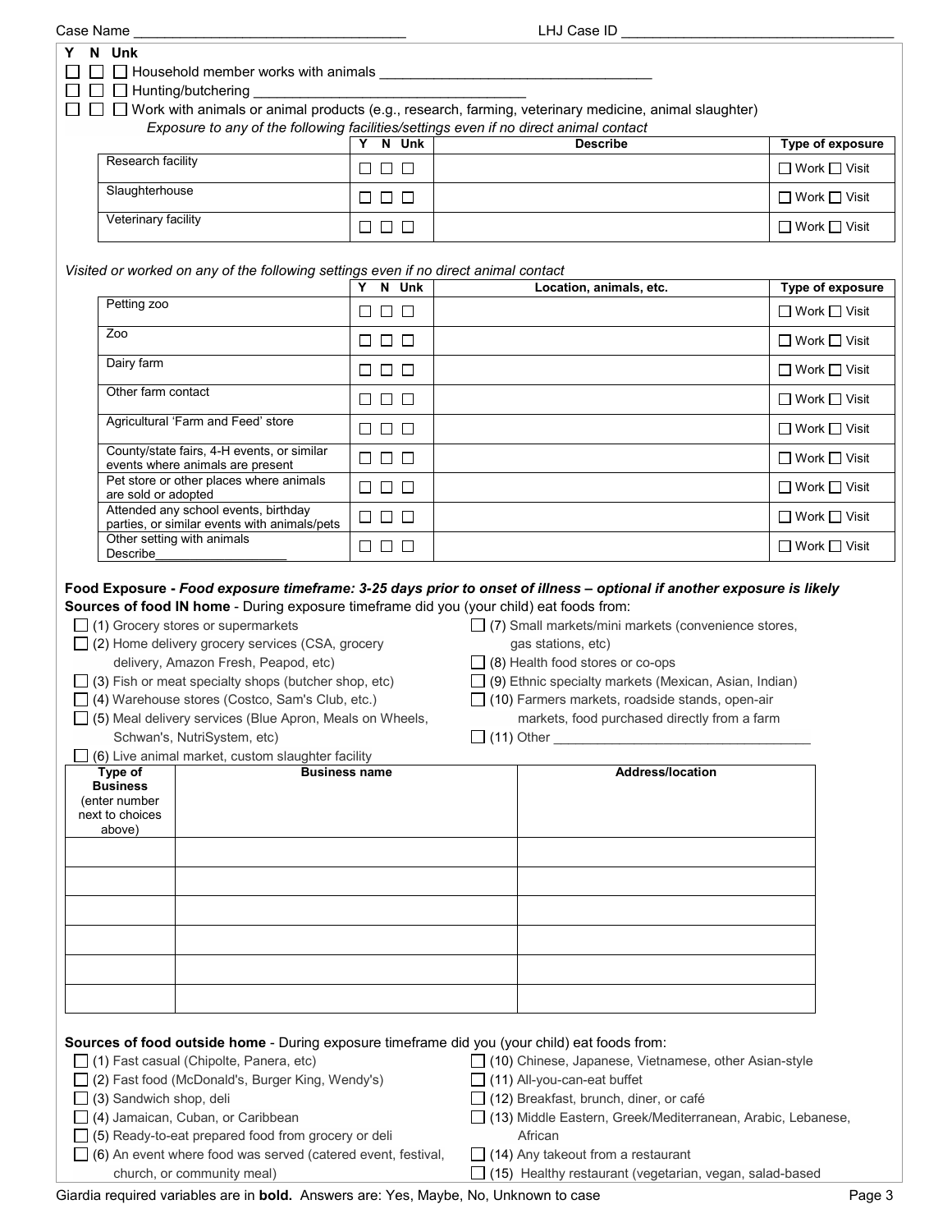Case Name ______________________________ LHJ Case ID ______________________________

| Y | N | Unk | |
|---|---|---|---|
| ☐ | ☐ | ☐ | Household member works with animals ______________________________ |
| ☐ | ☐ | ☐ | Hunting/butchering ______________________________ |
| ☐ | ☐ | ☐ | Work with animals or animal products (e.g., research, farming, veterinary medicine, animal slaughter) |

*Exposure to any of the following facilities/settings even if no direct animal contact*

| | Y N Unk | Describe | Type of exposure |
|---|---|---|---|
| Research facility | ☐ ☐ ☐ | | ☐ Work ☐ Visit |
| Slaughterhouse | ☐ ☐ ☐ | | ☐ Work ☐ Visit |
| Veterinary facility | ☐ ☐ ☐ | | ☐ Work ☐ Visit |

*Visited or worked on any of the following settings even if no direct animal contact*

| | Y N Unk | Location, animals, etc. | Type of exposure |
|---|---|---|---|
| Petting zoo | ☐ ☐ ☐ | | ☐ Work ☐ Visit |
| Zoo | ☐ ☐ ☐ | | ☐ Work ☐ Visit |
| Dairy farm | ☐ ☐ ☐ | | ☐ Work ☐ Visit |
| Other farm contact | ☐ ☐ ☐ | | ☐ Work ☐ Visit |
| Agricultural 'Farm and Feed' store | ☐ ☐ ☐ | | ☐ Work ☐ Visit |
| County/state fairs, 4-H events, or similar events where animals are present | ☐ ☐ ☐ | | ☐ Work ☐ Visit |
| Pet store or other places where animals are sold or adopted | ☐ ☐ ☐ | | ☐ Work ☐ Visit |
| Attended any school events, birthday parties, or similar events with animals/pets | ☐ ☐ ☐ | | ☐ Work ☐ Visit |
| Other setting with animals Describe__________________ | ☐ ☐ ☐ | | ☐ Work ☐ Visit |

**Food Exposure -** ***Food exposure timeframe: 3-25 days prior to onset of illness – optional if another exposure is likely***

**Sources of food IN home** - During exposure timeframe did you (your child) eat foods from:

- ☐ (1) Grocery stores or supermarkets
- ☐ (2) Home delivery grocery services (CSA, grocery delivery, Amazon Fresh, Peapod, etc)
- ☐ (3) Fish or meat specialty shops (butcher shop, etc)
- ☐ (4) Warehouse stores (Costco, Sam's Club, etc.)
- ☐ (5) Meal delivery services (Blue Apron, Meals on Wheels, Schwan's, NutriSystem, etc)
- ☐ (6) Live animal market, custom slaughter facility
- ☐ (7) Small markets/mini markets (convenience stores, gas stations, etc)
- ☐ (8) Health food stores or co-ops
- ☐ (9) Ethnic specialty markets (Mexican, Asian, Indian)
- ☐ (10) Farmers markets, roadside stands, open-air markets, food purchased directly from a farm
- ☐ (11) Other ______________________________

| Type of Business (enter number next to choices above) | Business name | Address/location |
|---|---|---|
| | | |
| | | |
| | | |
| | | |
| | | |
| | | |

**Sources of food outside home** - During exposure timeframe did you (your child) eat foods from:

- ☐ (1) Fast casual (Chipolte, Panera, etc)
- ☐ (2) Fast food (McDonald's, Burger King, Wendy's)
- ☐ (3) Sandwich shop, deli
- ☐ (4) Jamaican, Cuban, or Caribbean
- ☐ (5) Ready-to-eat prepared food from grocery or deli
- ☐ (6) An event where food was served (catered event, festival, church, or community meal)
- ☐ (10) Chinese, Japanese, Vietnamese, other Asian-style
- ☐ (11) All-you-can-eat buffet
- ☐ (12) Breakfast, brunch, diner, or café
- ☐ (13) Middle Eastern, Greek/Mediterranean, Arabic, Lebanese, African
- ☐ (14) Any takeout from a restaurant
- ☐ (15) Healthy restaurant (vegetarian, vegan, salad-based

Giardia required variables are in **bold**. Answers are: Yes, Maybe, No, Unknown to case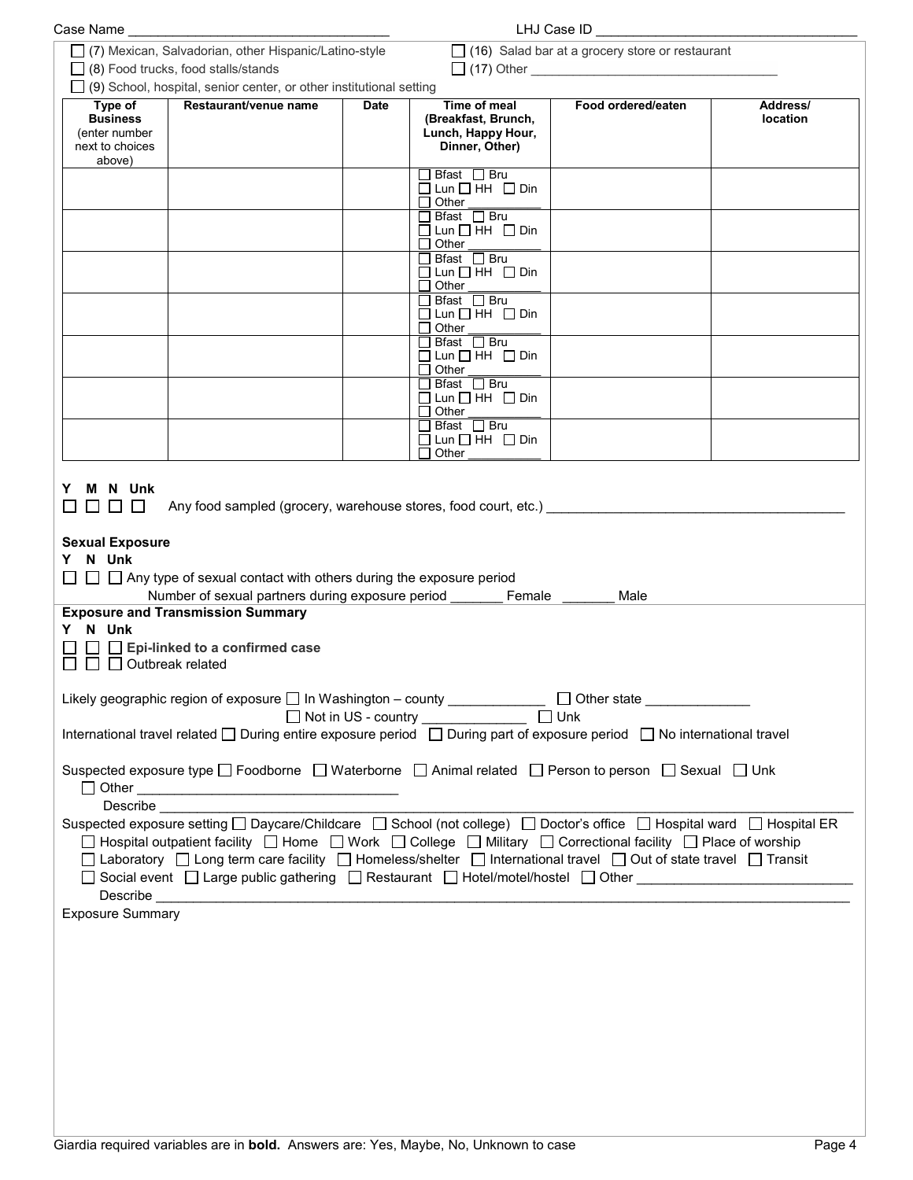Case Name ___________________________________ LHJ Case ID ___________________________________

☐ (7) Mexican, Salvadorian, other Hispanic/Latino-style
☐ (8) Food trucks, food stalls/stands
☐ (9) School, hospital, senior center, or other institutional setting
☐ (16) Salad bar at a grocery store or restaurant
☐ (17) Other ___________________________________

| Type of Business (enter number next to choices above) | Restaurant/venue name | Date | Time of meal (Breakfast, Brunch, Lunch, Happy Hour, Dinner, Other) | Food ordered/eaten | Address/ location |
|---|---|---|---|---|---|
| | | | ☐ Bfast ☐ Bru ☐ Lun ☐ HH ☐ Din ☐ Other ___________ | | |
| | | | ☐ Bfast ☐ Bru ☐ Lun ☐ HH ☐ Din ☐ Other ___________ | | |
| | | | ☐ Bfast ☐ Bru ☐ Lun ☐ HH ☐ Din ☐ Other ___________ | | |
| | | | ☐ Bfast ☐ Bru ☐ Lun ☐ HH ☐ Din ☐ Other ___________ | | |
| | | | ☐ Bfast ☐ Bru ☐ Lun ☐ HH ☐ Din ☐ Other ___________ | | |
| | | | ☐ Bfast ☐ Bru ☐ Lun ☐ HH ☐ Din ☐ Other ___________ | | |
| | | | ☐ Bfast ☐ Bru ☐ Lun ☐ HH ☐ Din ☐ Other ___________ | | |

Y M N Unk
☐ ☐ ☐ ☐ Any food sampled (grocery, warehouse stores, food court, etc.) ________________________________________

**Sexual Exposure**

Y N Unk
☐ ☐ ☐ Any type of sexual contact with others during the exposure period
Number of sexual partners during exposure period _______ Female _______ Male

**Exposure and Transmission Summary**

Y N Unk
☐ ☐ ☐ **Epi-linked to a confirmed case**
☐ ☐ ☐ Outbreak related

Likely geographic region of exposure ☐ In Washington – county _____________ ☐ Other state ______________
☐ Not in US - country ______________ ☐ Unk

International travel related ☐ During entire exposure period ☐ During part of exposure period ☐ No international travel

Suspected exposure type ☐ Foodborne ☐ Waterborne ☐ Animal related ☐ Person to person ☐ Sexual ☐ Unk
☐ Other ___________________________________
Describe ________________________________________________________________________________________

Suspected exposure setting ☐ Daycare/Childcare ☐ School (not college) ☐ Doctor's office ☐ Hospital ward ☐ Hospital ER
☐ Hospital outpatient facility ☐ Home ☐ Work ☐ College ☐ Military ☐ Correctional facility ☐ Place of worship
☐ Laboratory ☐ Long term care facility ☐ Homeless/shelter ☐ International travel ☐ Out of state travel ☐ Transit
☐ Social event ☐ Large public gathering ☐ Restaurant ☐ Hotel/motel/hostel ☐ Other ____________________________
Describe ________________________________________________________________________________________

Exposure Summary

Giardia required variables are in **bold**. Answers are: Yes, Maybe, No, Unknown to case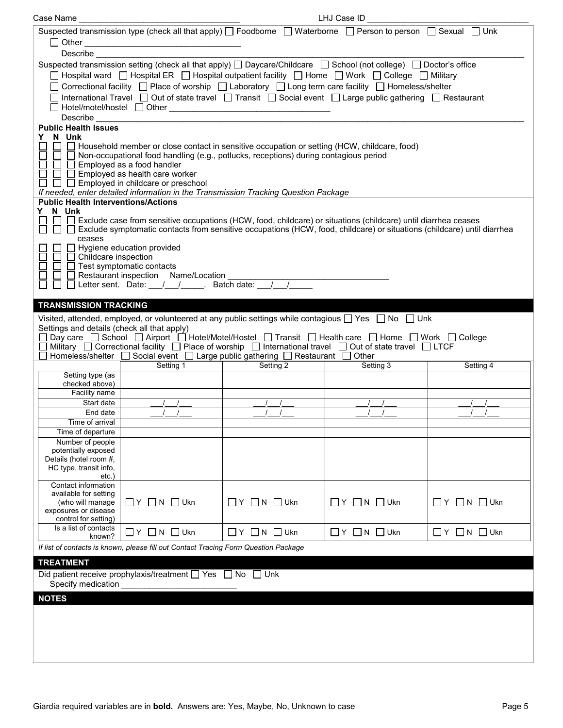Case Name ______________________________ LHJ Case ID ______________________________

Suspected transmission type (check all that apply) ☐ Foodborne ☐ Waterborne ☐ Person to person ☐ Sexual ☐ Unk
☐ Other ______________________________
Describe ______________________________

Suspected transmission setting (check all that apply) ☐ Daycare/Childcare ☐ School (not college) ☐ Doctor's office
☐ Hospital ward ☐ Hospital ER ☐ Hospital outpatient facility ☐ Home ☐ Work ☐ College ☐ Military
☐ Correctional facility ☐ Place of worship ☐ Laboratory ☐ Long term care facility ☐ Homeless/shelter
☐ International Travel ☐ Out of state travel ☐ Transit ☐ Social event ☐ Large public gathering ☐ Restaurant
☐ Hotel/motel/hostel ☐ Other ______________________________
Describe ______________________________

**Public Health Issues**

**Y N Unk**

☐ ☐ ☐ Household member or close contact in sensitive occupation or setting (HCW, childcare, food)
☐ ☐ ☐ Non-occupational food handling (e.g., potlucks, receptions) during contagious period
☐ ☐ ☐ Employed as a food handler
☐ ☐ ☐ Employed as health care worker
☐ ☐ ☐ Employed in childcare or preschool

*If needed, enter detailed information in the Transmission Tracking Question Package*

**Public Health Interventions/Actions**

**Y N Unk**

☐ ☐ ☐ Exclude case from sensitive occupations (HCW, food, childcare) or situations (childcare) until diarrhea ceases
☐ ☐ ☐ Exclude symptomatic contacts from sensitive occupations (HCW, food, childcare) or situations (childcare) until diarrhea ceases
☐ ☐ ☐ Hygiene education provided
☐ ☐ ☐ Childcare inspection
☐ ☐ ☐ Test symptomatic contacts
☐ ☐ ☐ Restaurant inspection Name/Location ______________________________
☐ ☐ ☐ Letter sent. Date: ___/___/_____. Batch date: ___/___/_____

## TRANSMISSION TRACKING

Visited, attended, employed, or volunteered at any public settings while contagious ☐ Yes ☐ No ☐ Unk

Settings and details (check all that apply)
☐ Day care ☐ School ☐ Airport ☐ Hotel/Motel/Hostel ☐ Transit ☐ Health care ☐ Home ☐ Work ☐ College
☐ Military ☐ Correctional facility ☐ Place of worship ☐ International travel ☐ Out of state travel ☐ LTCF
☐ Homeless/shelter ☐ Social event ☐ Large public gathering ☐ Restaurant ☐ Other

| | Setting 1 | Setting 2 | Setting 3 | Setting 4 |
|---|---|---|---|---|
| Setting type (as checked above) | | | | |
| Facility name | | | | |
| Start date | ___/___/___ | ___/___/___ | ___/___/___ | ___/___/___ |
| End date | ___/___/___ | ___/___/___ | ___/___/___ | ___/___/___ |
| Time of arrival | | | | |
| Time of departure | | | | |
| Number of people potentially exposed | | | | |
| Details (hotel room #, HC type, transit info, etc.) | | | | |
| Contact information available for setting (who will manage exposures or disease control for setting) | ☐ Y ☐ N ☐ Ukn | ☐ Y ☐ N ☐ Ukn | ☐ Y ☐ N ☐ Ukn | ☐ Y ☐ N ☐ Ukn |
| Is a list of contacts known? | ☐ Y ☐ N ☐ Ukn | ☐ Y ☐ N ☐ Ukn | ☐ Y ☐ N ☐ Ukn | ☐ Y ☐ N ☐ Ukn |

*If list of contacts is known, please fill out Contact Tracing Form Question Package*

## TREATMENT

Did patient receive prophylaxis/treatment ☐ Yes ☐ No ☐ Unk
Specify medication ______________________________

## NOTES

Giardia required variables are in **bold**. Answers are: Yes, Maybe, No, Unknown to case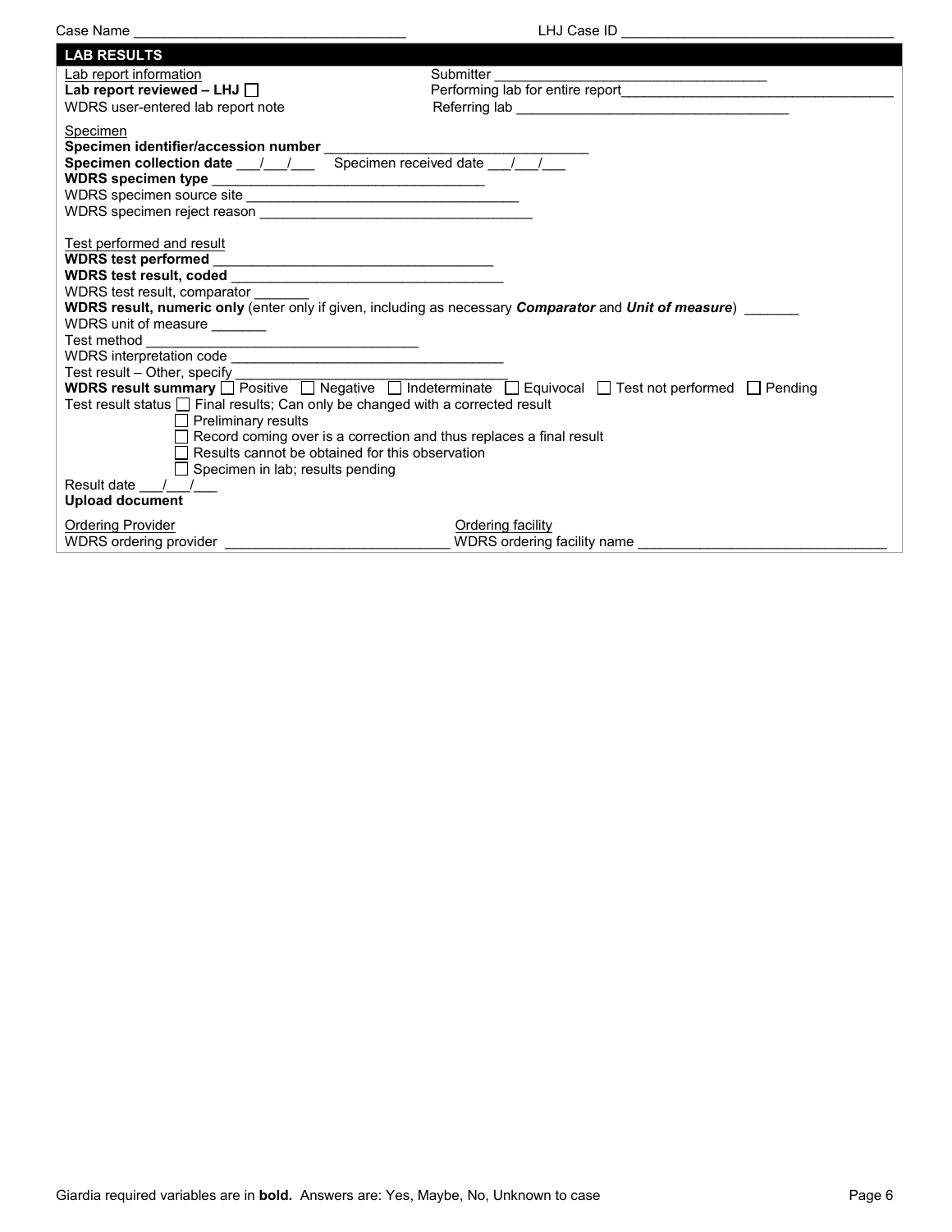Case Name ___________________________________ LHJ Case ID ___________________________________

## LAB RESULTS

Lab report information
**Lab report reviewed – LHJ** ☐
WDRS user-entered lab report note

Submitter ___________________________________
Performing lab for entire report___________________________________
Referring lab ___________________________________

Specimen
**Specimen identifier/accession number** ___________________________________
**Specimen collection date** ___/___/___ Specimen received date ___/___/___
**WDRS specimen type** ___________________________________
WDRS specimen source site ___________________________________
WDRS specimen reject reason ___________________________________

Test performed and result
**WDRS test performed** ___________________________________
**WDRS test result, coded** ___________________________________
WDRS test result, comparator _______
**WDRS result, numeric only** (enter only if given, including as necessary ***Comparator*** and ***Unit of measure***) _______
WDRS unit of measure _______
Test method ___________________________________
WDRS interpretation code ___________________________________
Test result – Other, specify ___________________________________
**WDRS result summary** ☐ Positive ☐ Negative ☐ Indeterminate ☐ Equivocal ☐ Test not performed ☐ Pending
Test result status ☐ Final results; Can only be changed with a corrected result
☐ Preliminary results
☐ Record coming over is a correction and thus replaces a final result
☐ Results cannot be obtained for this observation
☐ Specimen in lab; results pending
Result date ___/___/___
**Upload document**

Ordering Provider
WDRS ordering provider ___________________________________

Ordering facility
WDRS ordering facility name ___________________________________

Giardia required variables are in **bold.** Answers are: Yes, Maybe, No, Unknown to case